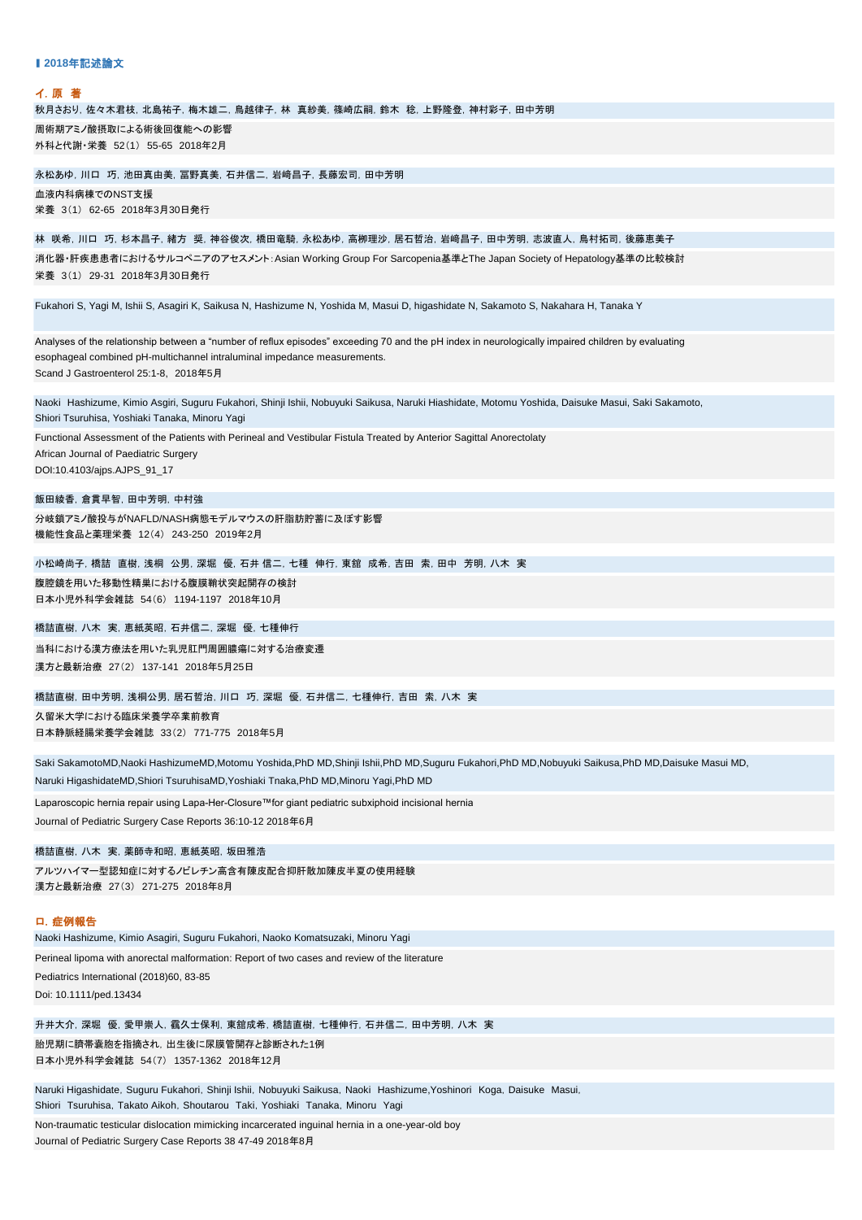## ▌2018年記述論文

### イ. 原 著

秋月さおり, 佐々木君枝, 北島祐子, 梅木雄二, 鳥越律子, 林 真紗美, 篠崎広嗣, 鈴木 稔, 上野隆登, 神村彩子, 田中芳明

周術期アミノ酸摂取による術後回復能への影響
外科と代謝・栄養 52(1) 55-65 2018年2月

永松あゆ, 川口 巧, 池田真由美, 冨野真美, 石井信二, 岩崎昌子, 長藤宏司, 田中芳明

血液内科病棟でのNST支援
栄養 3(1) 62-65 2018年3月30日発行

林 咲希, 川口 巧, 杉本昌子, 緒方 奨, 神谷俊次, 橋田竜騎, 永松あゆ, 高柳理沙, 居石哲治, 岩崎昌子, 田中芳明, 志波直人, 鳥村拓司, 後藤恵美子

消化器・肝疾患患者におけるサルコペニアのアセスメント: Asian Working Group For Sarcopenia基準とThe Japan Society of Hepatology基準の比較検討
栄養 3(1) 29-31 2018年3月30日発行

Fukahori S, Yagi M, Ishii S, Asagiri K, Saikusa N, Hashizume N, Yoshida M, Masui D, higashidate N, Sakamoto S, Nakahara H, Tanaka Y

Analyses of the relationship between a "number of reflux episodes" exceeding 70 and the pH index in neurologically impaired children by evaluating esophageal combined pH-multichannel intraluminal impedance measurements.
Scand J Gastroenterol 25:1-8, 2018年5月

Naoki Hashizume, Kimio Asgiri, Suguru Fukahori, Shinji Ishii, Nobuyuki Saikusa, Naruki Hiashidate, Motomu Yoshida, Daisuke Masui, Saki Sakamoto, Shiori Tsuruhisa, Yoshiaki Tanaka, Minoru Yagi

Functional Assessment of the Patients with Perineal and Vestibular Fistula Treated by Anterior Sagittal Anorectolaty
African Journal of Paediatric Surgery
DOI:10.4103/ajps.AJPS_91_17

飯田綾香, 倉貫早智, 田中芳明, 中村強

分岐鎖アミノ酸投与がNAFLD/NASH病態モデルマウスの肝脂肪貯蓄に及ぼす影響
機能性食品と薬理栄養 12(4) 243-250 2019年2月

小松崎尚子, 橋詰 直樹, 浅桐 公男, 深堀 優, 石井 信二, 七種 伸行, 東舘 成希, 吉田 索, 田中 芳明, 八木 実

腹腔鏡を用いた移動性精巣における腹膜鞘状突起開存の検討
日本小児外科学会雑誌 54(6) 1194-1197 2018年10月

橋詰直樹, 八木 実, 恵紙英昭, 石井信二, 深堀 優, 七種伸行

当科における漢方療法を用いた乳児肛門周囲膿瘍に対する治療変遷
漢方と最新治療 27(2) 137-141 2018年5月25日

橋詰直樹, 田中芳明, 浅桐公男, 居石哲治, 川口 巧, 深堀 優, 石井信二, 七種伸行, 吉田 索, 八木 実

久留米大学における臨床栄養学卒業前教育
日本静脈経腸栄養学会雑誌 33(2) 771-775 2018年5月

Saki SakamotoMD,Naoki HashizumeMD,Motomu Yoshida,PhD MD,Shinji Ishii,PhD MD,Suguru Fukahori,PhD MD,Nobuyuki Saikusa,PhD MD,Daisuke Masui MD, Naruki HigashidateMD,Shiori TsuruhisaMD,Yoshiaki Tnaka,PhD MD,Minoru Yagi,PhD MD

Laparoscopic hernia repair using Lapa-Her-Closure™for giant pediatric subxiphoid incisional hernia
Journal of Pediatric Surgery Case Reports 36:10-12 2018年6月

橋詰直樹, 八木 実, 薬師寺和昭, 恵紙英昭, 坂田雅浩

アルツハイマー型認知症に対するノビレチン高含有陳皮配合抑肝散加陳皮半夏の使用経験
漢方と最新治療 27(3) 271-275 2018年8月

### ロ. 症例報告

Naoki Hashizume, Kimio Asagiri, Suguru Fukahori, Naoko Komatsuzaki, Minoru Yagi

Perineal lipoma with anorectal malformation: Report of two cases and review of the literature
Pediatrics International (2018)60, 83-85
Doi: 10.1111/ped.13434

升井大介, 深堀 優, 愛甲崇人, 靍久士保利, 東舘成希, 橋詰直樹, 七種伸行, 石井信二, 田中芳明, 八木 実

胎児期に臍帯嚢胞を指摘され, 出生後に尿膜管開存と診断された1例
日本小児外科学会雑誌 54(7) 1357-1362 2018年12月

Naruki Higashidate, Suguru Fukahori, Shinji Ishii, Nobuyuki Saikusa, Naoki Hashizume,Yoshinori Koga, Daisuke Masui, Shiori Tsuruhisa, Takato Aikoh, Shoutarou Taki, Yoshiaki Tanaka, Minoru Yagi

Non-traumatic testicular dislocation mimicking incarcerated inguinal hernia in a one-year-old boy
Journal of Pediatric Surgery Case Reports 38 47-49 2018年8月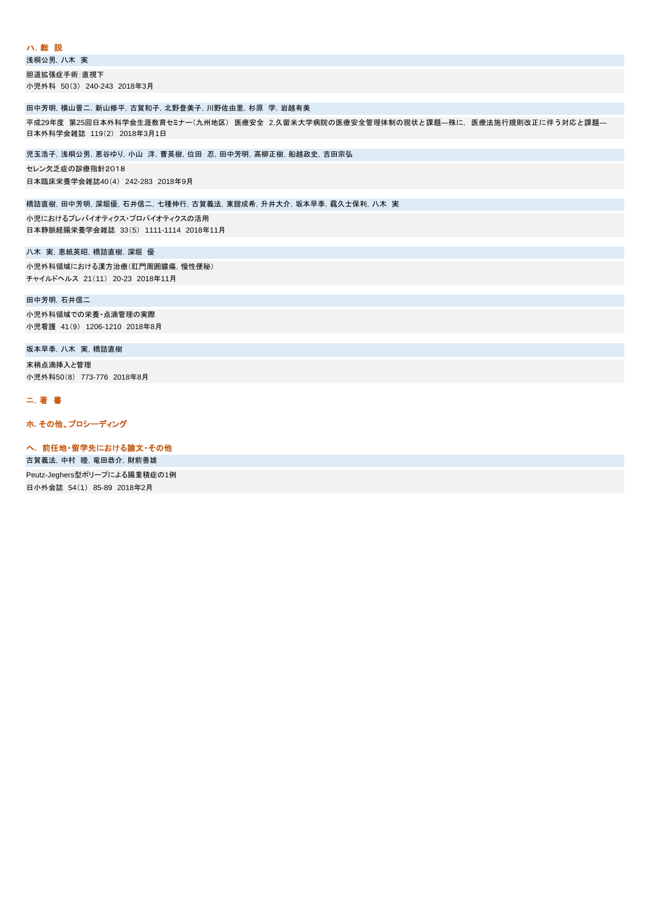## ハ. 総　説

浅桐公男, 八木　実

胆道拡張症手術：直視下
小児外科　50（3）　240-243　2018年3月

田中芳明, 横山晋二, 新山修平, 古賀和子, 北野登美子, 川野佐由里, 杉原　学, 岩越有美

平成29年度　第25回日本外科学会生涯教育セミナー（九州地区）　医療安全　2.久留米大学病院の医療安全管理体制の現状と課題―殊に, 医療法施行規則改正に伴う対応と課題―
日本外科学会雑誌　119（2）　2018年3月1日

児玉浩子, 浅桐公男, 恵谷ゆり, 小山　洋, 曹英樹, 位田　忍, 田中芳明, 高柳正樹, 船越政史, 吉田宗弘

セレン欠乏症の診療指針2018
日本臨床栄養学会雑誌40（4）　242-283　2018年9月

橋詰直樹, 田中芳明, 深堀優, 石井信二, 七種伸行, 古賀義法, 東舘成希, 升井大介, 坂本早季, 靍久士保利, 八木　実

小児におけるプレバイオティクス・プロバイオティクスの活用
日本静脈経腸栄養学会雑誌　33（5）　1111-1114　2018年11月

八木　実, 恵紙英昭, 橋詰直樹, 深堀　優

小児外科領域における漢方治療（肛門周囲膿瘍, 慢性便秘）
チャイルドヘルス　21（11）　20-23　2018年11月

田中芳明, 石井信二

小児外科領域での栄養・点滴管理の実際
小児看護　41（9）　1206-1210　2018年8月

坂本早季, 八木　実, 橋詰直樹

末梢点滴挿入と管理
小児外科50（8）　773-776　2018年8月

## ニ. 著　書

## ホ. その他、プロシーディング

## ヘ.　前任地・留学先における論文・その他

古賀義法, 中村　睦, 竜田恭介, 財前善雄

Peutz-Jeghers型ポリープによる腸重積症の1例
日小外会誌　54（1）　85-89　2018年2月